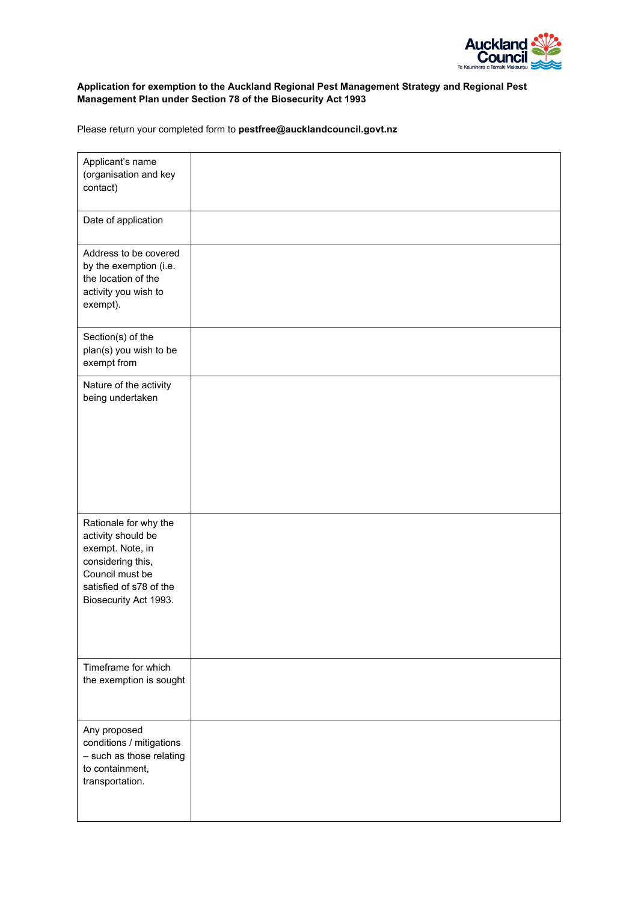**Application for exemption to the Auckland Regional Pest Management Strategy and Regional Pest Management Plan under Section 78 of the Biosecurity Act 1993**

Please return your completed form to **pestfree@aucklandcouncil.govt.nz**

| | |
|---|---|
| Applicant's name (organisation and key contact) | |
| Date of application | |
| Address to be covered by the exemption (i.e. the location of the activity you wish to exempt). | |
| Section(s) of the plan(s) you wish to be exempt from | |
| Nature of the activity being undertaken | |
| Rationale for why the activity should be exempt. Note, in considering this, Council must be satisfied of s78 of the Biosecurity Act 1993. | |
| Timeframe for which the exemption is sought | |
| Any proposed conditions / mitigations – such as those relating to containment, transportation. | |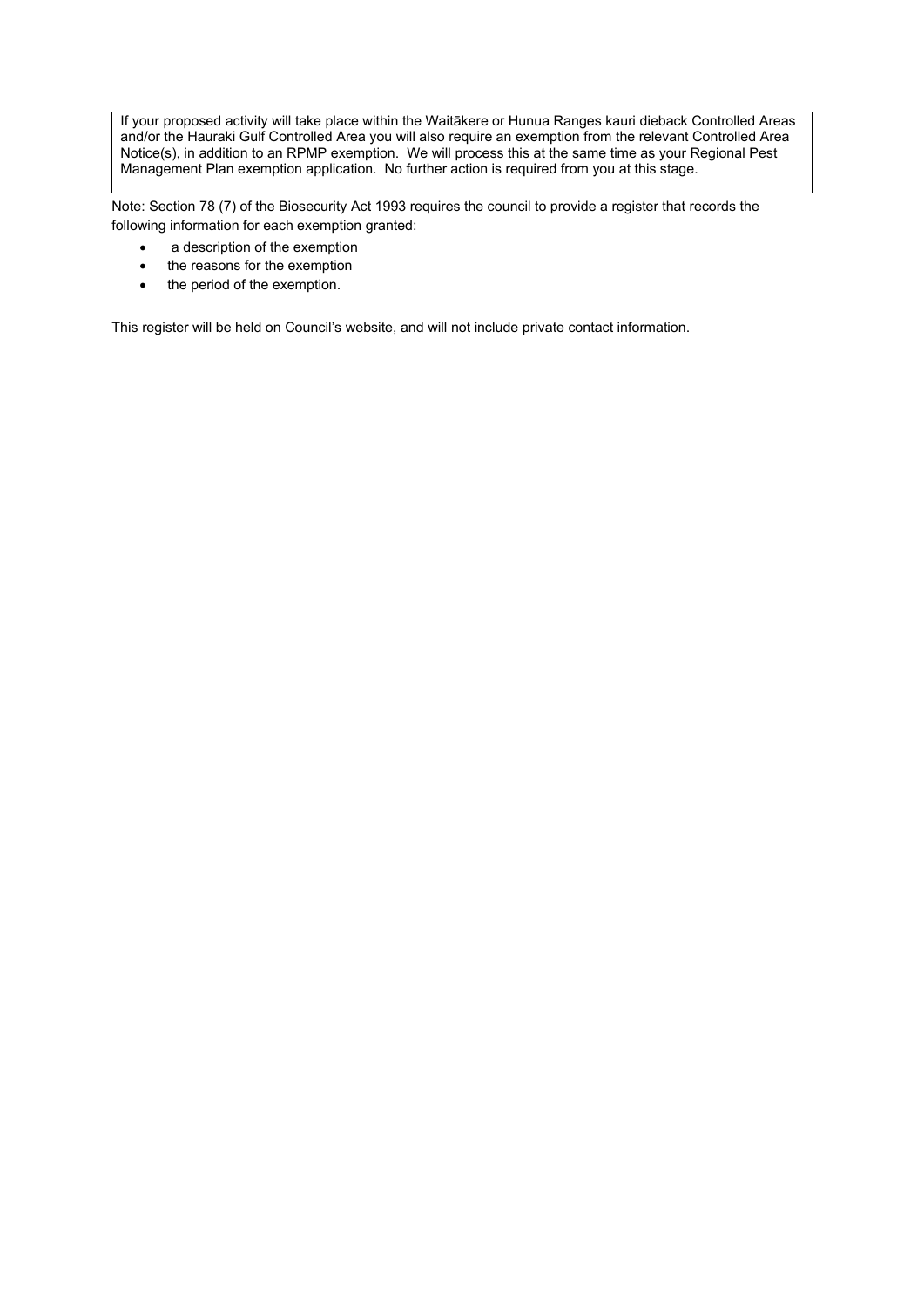If your proposed activity will take place within the Waitākere or Hunua Ranges kauri dieback Controlled Areas and/or the Hauraki Gulf Controlled Area you will also require an exemption from the relevant Controlled Area Notice(s), in addition to an RPMP exemption. We will process this at the same time as your Regional Pest Management Plan exemption application. No further action is required from you at this stage.

Note: Section 78 (7) of the Biosecurity Act 1993 requires the council to provide a register that records the following information for each exemption granted:

- a description of the exemption
- the reasons for the exemption
- the period of the exemption.

This register will be held on Council's website, and will not include private contact information.